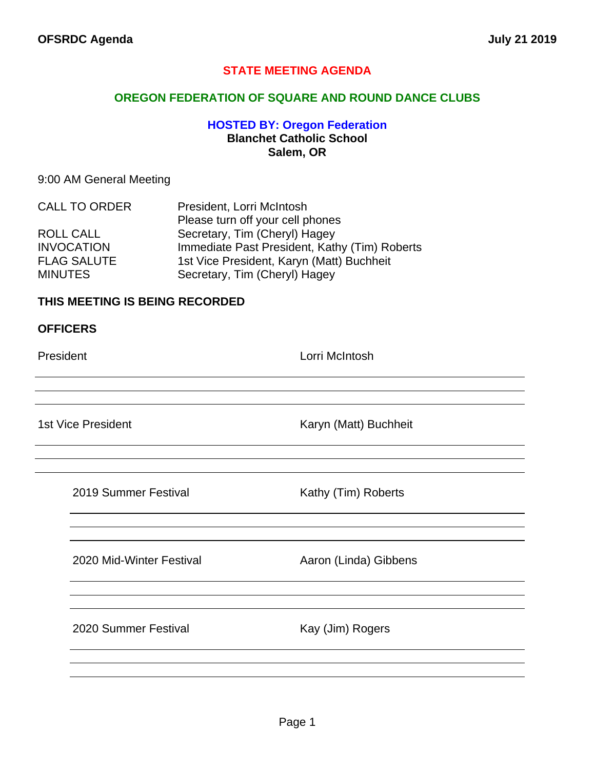**OFSRDC Agenda** **July 21 2019**

# STATE MEETING AGENDA

## OREGON FEDERATION OF SQUARE AND ROUND DANCE CLUBS

### HOSTED BY: Oregon Federation

**Blanchet Catholic School**
**Salem, OR**

9:00 AM General Meeting

| | |
|---|---|
| CALL TO ORDER | President, Lorri McIntosh |
| | Please turn off your cell phones |
| ROLL CALL | Secretary, Tim (Cheryl) Hagey |
| INVOCATION | Immediate Past President, Kathy (Tim) Roberts |
| FLAG SALUTE | 1st Vice President, Karyn (Matt) Buchheit |
| MINUTES | Secretary, Tim (Cheryl) Hagey |

**THIS MEETING IS BEING RECORDED**

**OFFICERS**

| | |
|---|---|
| President | Lorri McIntosh |
| 1st Vice President | Karyn (Matt) Buchheit |
| 2019 Summer Festival | Kathy (Tim) Roberts |
| 2020 Mid-Winter Festival | Aaron (Linda) Gibbens |
| 2020 Summer Festival | Kay (Jim) Rogers |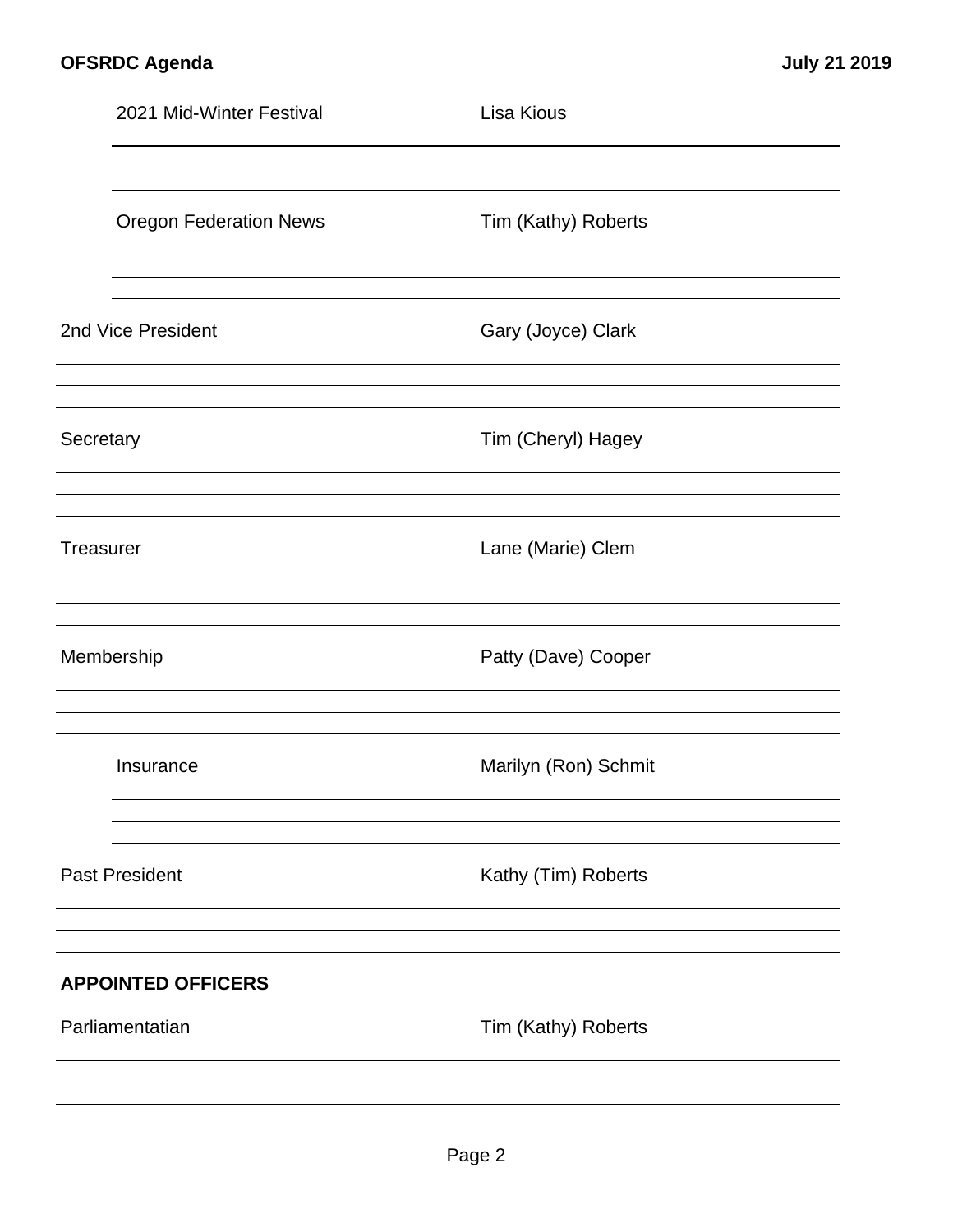2021 Mid-Winter Festival — Lisa Kious

Oregon Federation News — Tim (Kathy) Roberts

2nd Vice President — Gary (Joyce) Clark

Secretary — Tim (Cheryl) Hagey

Treasurer — Lane (Marie) Clem

Membership — Patty (Dave) Cooper

Insurance — Marilyn (Ron) Schmit

Past President — Kathy (Tim) Roberts

**APPOINTED OFFICERS**

Parliamentatian — Tim (Kathy) Roberts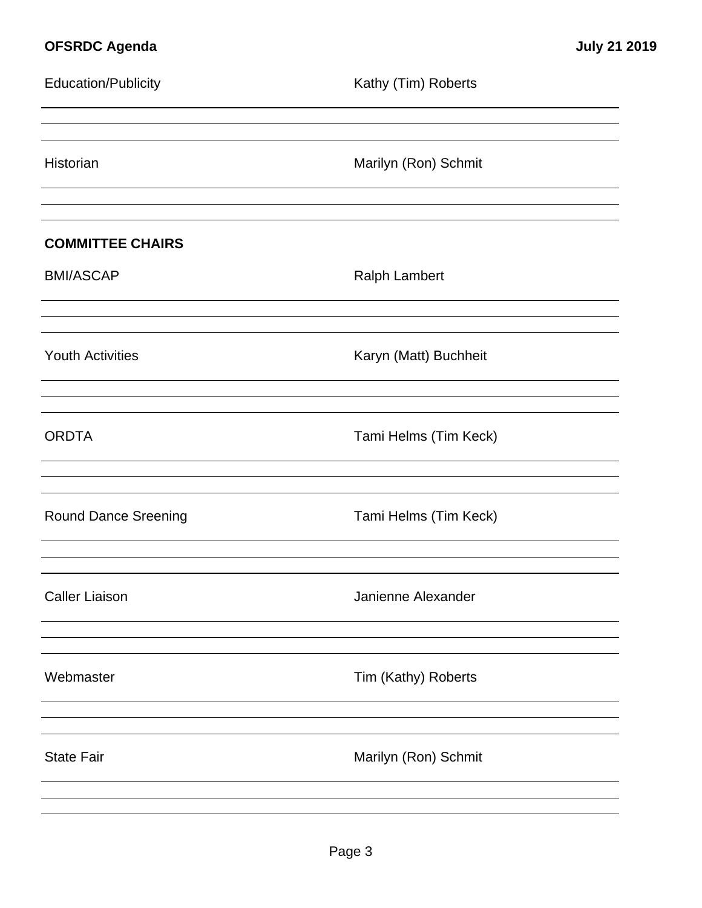Education/Publicity — Kathy (Tim) Roberts

Historian — Marilyn (Ron) Schmit

**COMMITTEE CHAIRS**

BMI/ASCAP — Ralph Lambert

Youth Activities — Karyn (Matt) Buchheit

ORDTA — Tami Helms (Tim Keck)

Round Dance Sreening — Tami Helms (Tim Keck)

Caller Liaison — Janienne Alexander

Webmaster — Tim (Kathy) Roberts

State Fair — Marilyn (Ron) Schmit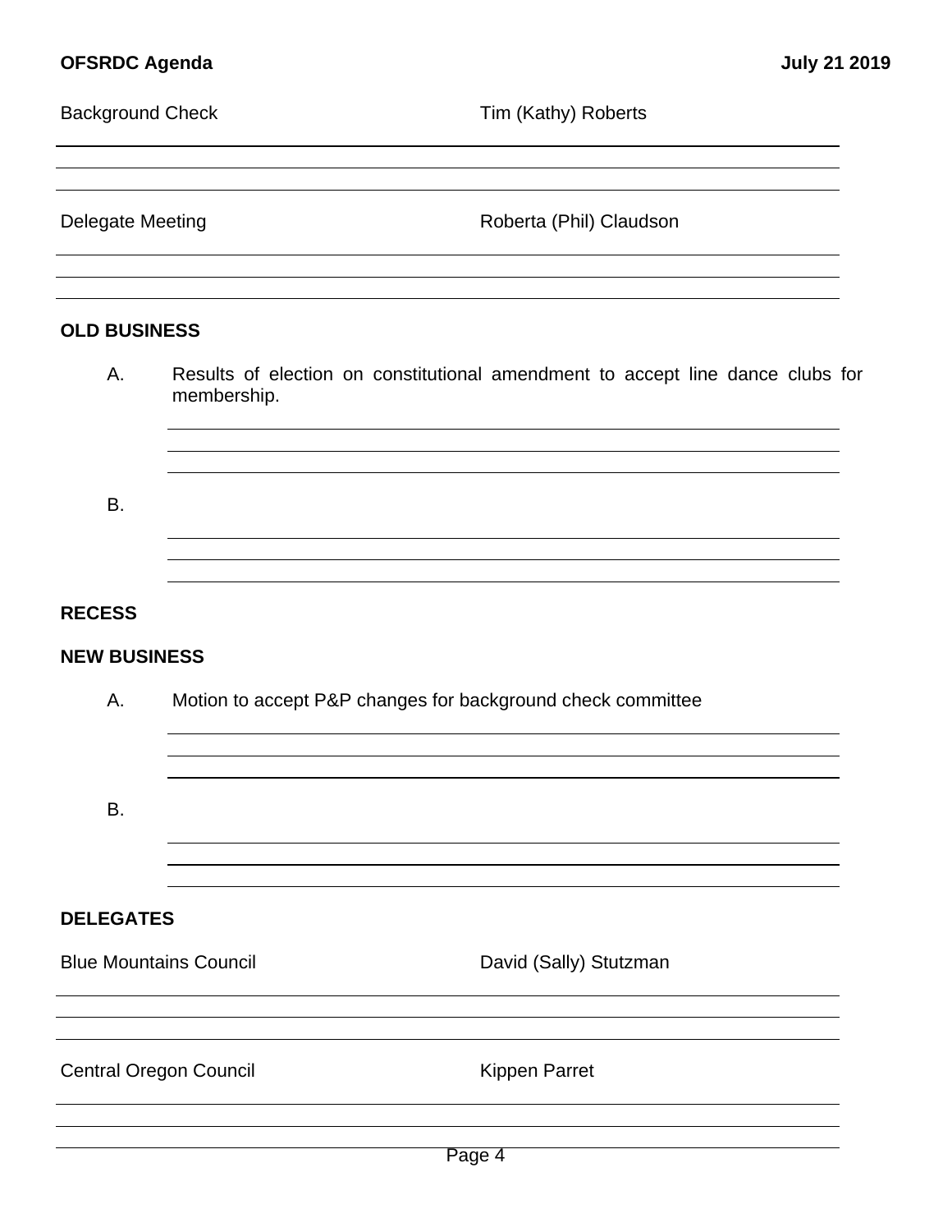Background Check Tim (Kathy) Roberts

Delegate Meeting Roberta (Phil) Claudson

**OLD BUSINESS**

A. Results of election on constitutional amendment to accept line dance clubs for membership.

B.

**RECESS**

**NEW BUSINESS**

A. Motion to accept P&P changes for background check committee

B.

**DELEGATES**

Blue Mountains Council David (Sally) Stutzman

Central Oregon Council Kippen Parret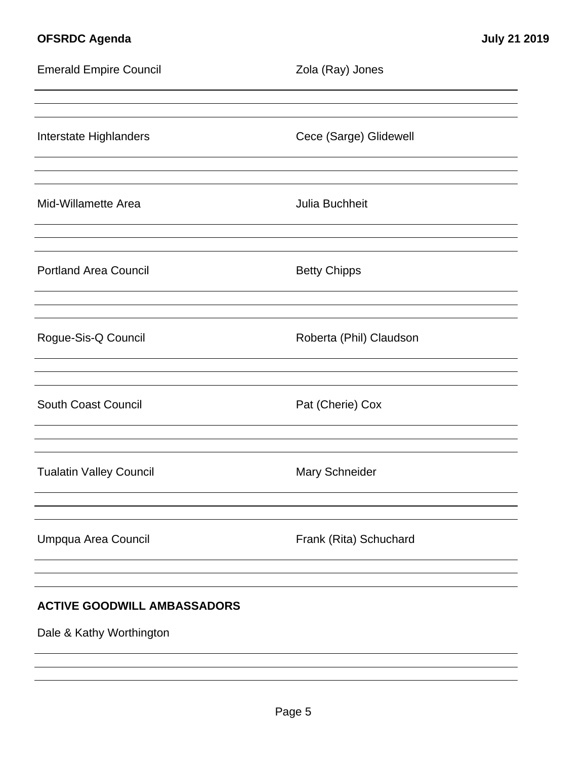Emerald Empire Council — Zola (Ray) Jones

Interstate Highlanders — Cece (Sarge) Glidewell

Mid-Willamette Area — Julia Buchheit

Portland Area Council — Betty Chipps

Rogue-Sis-Q Council — Roberta (Phil) Claudson

South Coast Council — Pat (Cherie) Cox

Tualatin Valley Council — Mary Schneider

Umpqua Area Council — Frank (Rita) Schuchard

**ACTIVE GOODWILL AMBASSADORS**

Dale & Kathy Worthington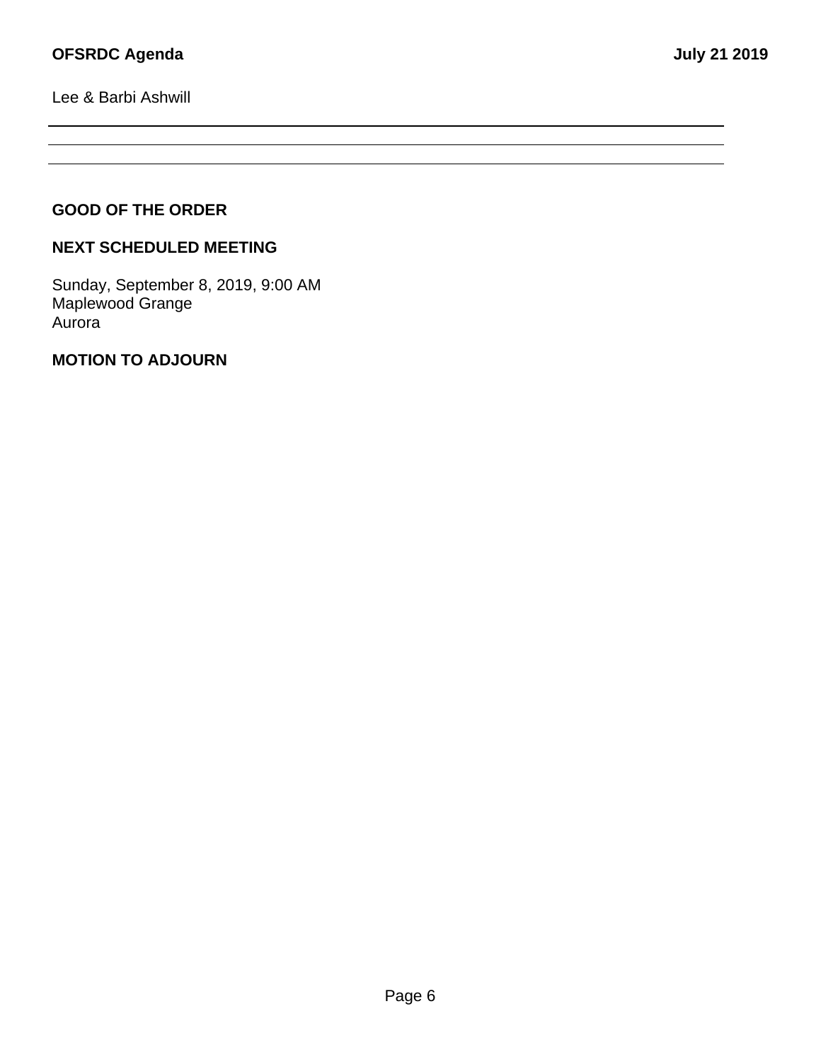Lee & Barbi Ashwill

---

---

---

**GOOD OF THE ORDER**

**NEXT SCHEDULED MEETING**

Sunday, September 8, 2019, 9:00 AM
Maplewood Grange
Aurora

**MOTION TO ADJOURN**